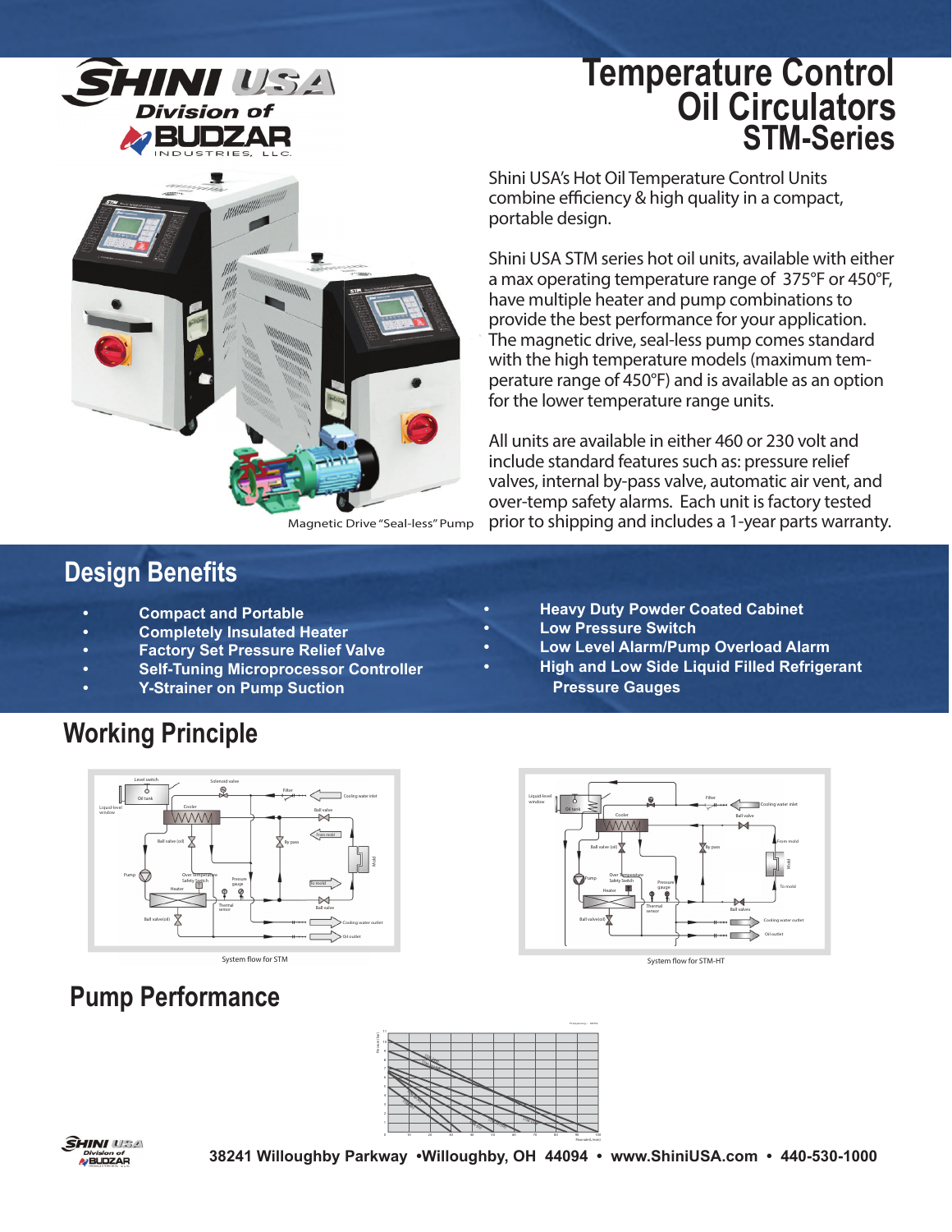# Temperature Control Oil Circulators STM-Series

Magnetic Drive "Seal-less" Pump

Shini USA's Hot Oil Temperature Control Units combine efficiency & high quality in a compact, portable design.

Shini USA STM series hot oil units, available with either a max operating temperature range of 375°F or 450°F, have multiple heater and pump combinations to provide the best performance for your application. The magnetic drive, seal-less pump comes standard with the high temperature models (maximum temperature range of 450°F) and is available as an option for the lower temperature range units.

All units are available in either 460 or 230 volt and include standard features such as: pressure relief valves, internal by-pass valve, automatic air vent, and over-temp safety alarms. Each unit is factory tested prior to shipping and includes a 1-year parts warranty.

## Design Benefits

- **Compact and Portable**
- **Completely Insulated Heater**
- **Factory Set Pressure Relief Valve**
- **Self-Tuning Microprocessor Controller**
- **Y-Strainer on Pump Suction**
- **Heavy Duty Powder Coated Cabinet**
- **Low Pressure Switch**
- **Low Level Alarm/Pump Overload Alarm**
- **High and Low Side Liquid Filled Refrigerant Pressure Gauges**

## Working Principle

System flow for STM

System flow for STM-HT

## Pump Performance

38241 Willoughby Parkway •Willoughby, OH 44094 • www.ShiniUSA.com • 440-530-1000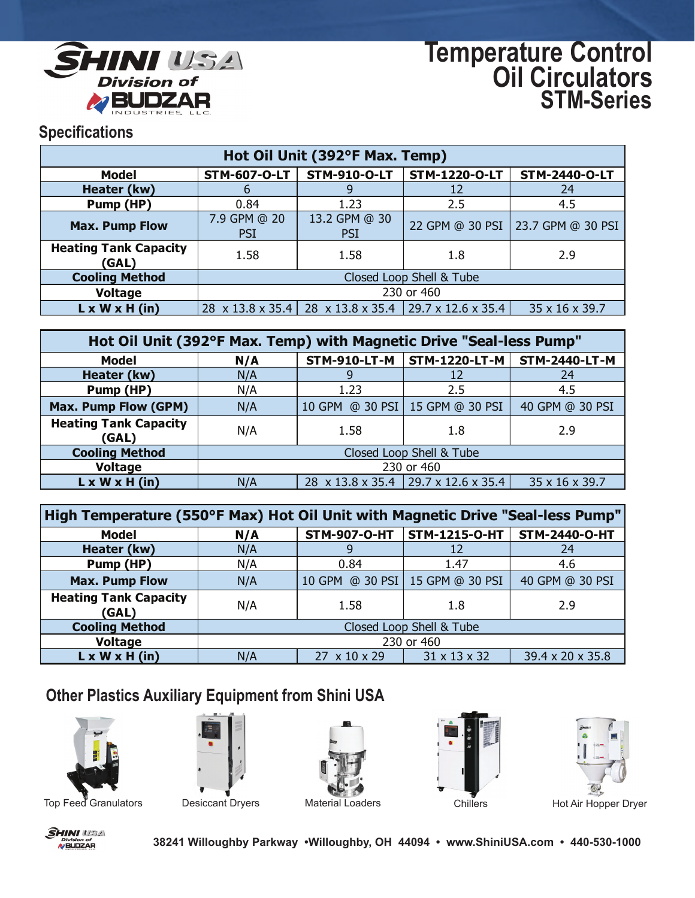# Temperature Control Oil Circulators STM-Series

## Specifications

| Hot Oil Unit (392°F Max. Temp) | | | | |
|---|---|---|---|---|
| **Model** | **STM-607-O-LT** | **STM-910-O-LT** | **STM-1220-O-LT** | **STM-2440-O-LT** |
| **Heater (kw)** | 6 | 9 | 12 | 24 |
| **Pump (HP)** | 0.84 | 1.23 | 2.5 | 4.5 |
| **Max. Pump Flow** | 7.9 GPM @ 20 PSI | 13.2 GPM @ 30 PSI | 22 GPM @ 30 PSI | 23.7 GPM @ 30 PSI |
| **Heating Tank Capacity (GAL)** | 1.58 | 1.58 | 1.8 | 2.9 |
| **Cooling Method** | Closed Loop Shell & Tube | | | |
| **Voltage** | 230 or 460 | | | |
| **L x W x H (in)** | 28 x 13.8 x 35.4 | 28 x 13.8 x 35.4 | 29.7 x 12.6 x 35.4 | 35 x 16 x 39.7 |

| Hot Oil Unit (392°F Max. Temp) with Magnetic Drive "Seal-less Pump" | | | | |
|---|---|---|---|---|
| **Model** | **N/A** | **STM-910-LT-M** | **STM-1220-LT-M** | **STM-2440-LT-M** |
| **Heater (kw)** | N/A | 9 | 12 | 24 |
| **Pump (HP)** | N/A | 1.23 | 2.5 | 4.5 |
| **Max. Pump Flow (GPM)** | N/A | 10 GPM @ 30 PSI | 15 GPM @ 30 PSI | 40 GPM @ 30 PSI |
| **Heating Tank Capacity (GAL)** | N/A | 1.58 | 1.8 | 2.9 |
| **Cooling Method** | Closed Loop Shell & Tube | | | |
| **Voltage** | 230 or 460 | | | |
| **L x W x H (in)** | N/A | 28 x 13.8 x 35.4 | 29.7 x 12.6 x 35.4 | 35 x 16 x 39.7 |

| High Temperature (550°F Max) Hot Oil Unit with Magnetic Drive "Seal-less Pump" | | | | |
|---|---|---|---|---|
| **Model** | **N/A** | **STM-907-O-HT** | **STM-1215-O-HT** | **STM-2440-O-HT** |
| **Heater (kw)** | N/A | 9 | 12 | 24 |
| **Pump (HP)** | N/A | 0.84 | 1.47 | 4.6 |
| **Max. Pump Flow** | N/A | 10 GPM @ 30 PSI | 15 GPM @ 30 PSI | 40 GPM @ 30 PSI |
| **Heating Tank Capacity (GAL)** | N/A | 1.58 | 1.8 | 2.9 |
| **Cooling Method** | Closed Loop Shell & Tube | | | |
| **Voltage** | 230 or 460 | | | |
| **L x W x H (in)** | N/A | 27 x 10 x 29 | 31 x 13 x 32 | 39.4 x 20 x 35.8 |

## Other Plastics Auxiliary Equipment from Shini USA

Top Feed Granulators

Desiccant Dryers

Material Loaders

Chillers

Hot Air Hopper Dryer

**38241 Willoughby Parkway •Willoughby, OH 44094 • www.ShiniUSA.com • 440-530-1000**